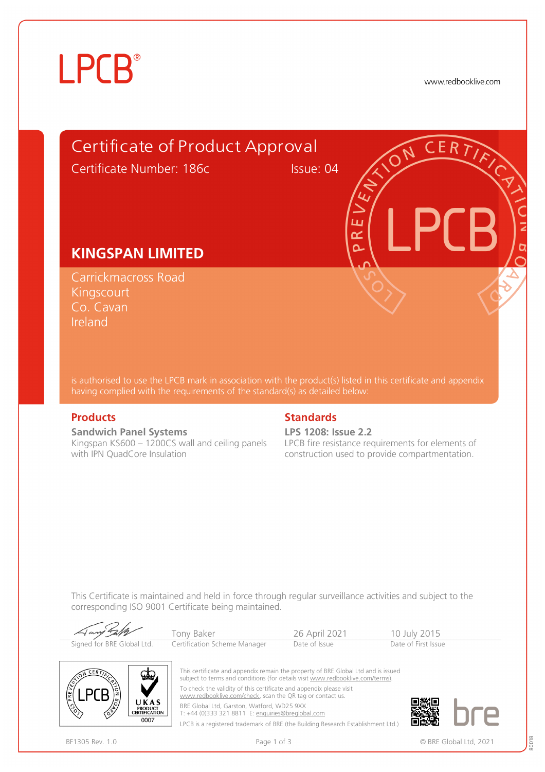LPCB®

www.redbooklive.com

# Certificate of Product Approval

Certificate Number: 186c　　Issue: 04

## KINGSPAN LIMITED

Carrickmacross Road
Kingscourt
Co. Cavan
Ireland

is authorised to use the LPCB mark in association with the product(s) listed in this certificate and appendix having complied with the requirements of the standard(s) as detailed below:

### Products

**Sandwich Panel Systems**
Kingspan KS600 – 1200CS wall and ceiling panels with IPN QuadCore Insulation

### Standards

**LPS 1208: Issue 2.2**
LPCB fire resistance requirements for elements of construction used to provide compartmentation.

This Certificate is maintained and held in force through regular surveillance activities and subject to the corresponding ISO 9001 Certificate being maintained.

| Signed for BRE Global Ltd. | Tony Baker<br>Certification Scheme Manager | 26 April 2021<br>Date of Issue | 10 July 2015<br>Date of First Issue |
|---|---|---|---|

This certificate and appendix remain the property of BRE Global Ltd and is issued subject to terms and conditions (for details visit www.redbooklive.com/terms).

To check the validity of this certificate and appendix please visit www.redbooklive.com/check, scan the QR tag or contact us.

BRE Global Ltd, Garston, Watford, WD25 9XX
T: +44 (0)333 321 8811 E: enquiries@breglobal.com

LPCB is a registered trademark of BRE (the Building Research Establishment Ltd.)

UKAS PRODUCT CERTIFICATION 0007

BF1305 Rev. 1.0

© BRE Global Ltd, 2021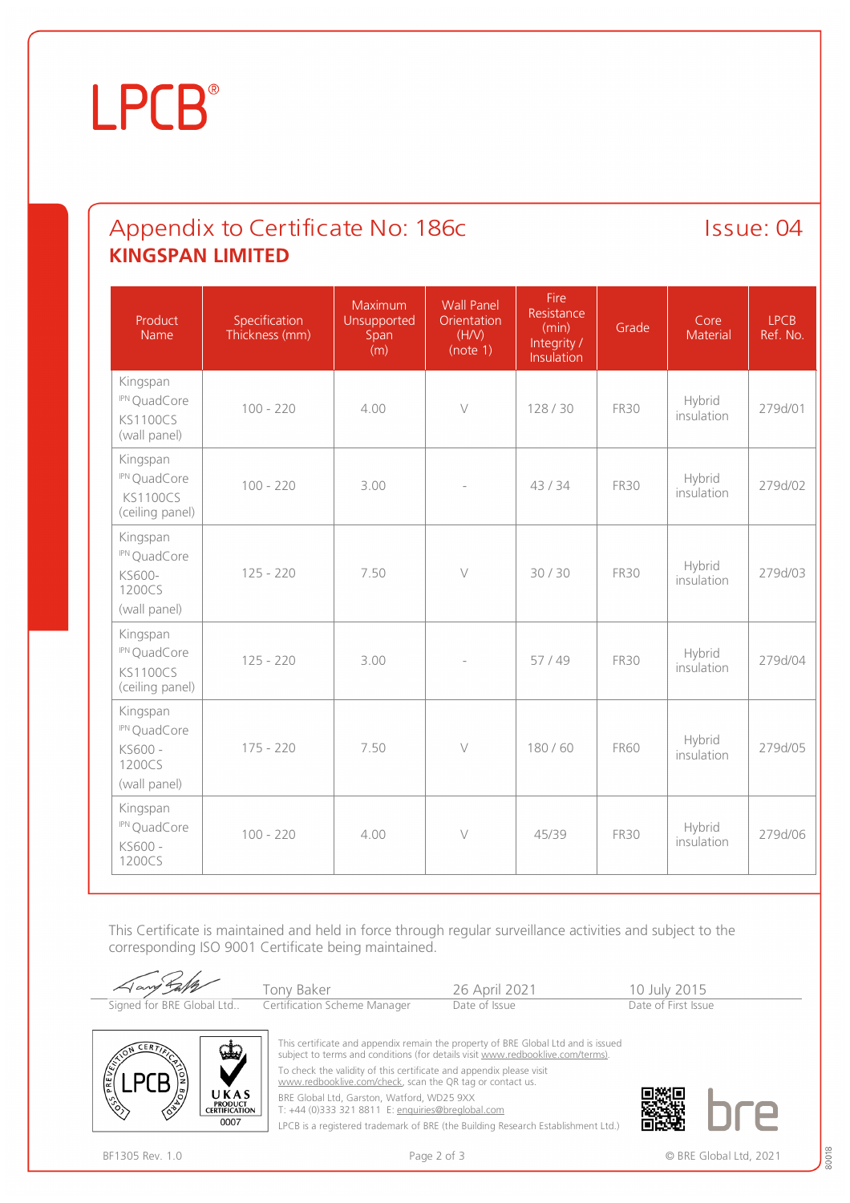LPCB®

# Appendix to Certificate No: 186c

Issue: 04

## KINGSPAN LIMITED

| Product Name | Specification Thickness (mm) | Maximum Unsupported Span (m) | Wall Panel Orientation (H/V) (note 1) | Fire Resistance (min) Integrity / Insulation | Grade | Core Material | LPCB Ref. No. |
|---|---|---|---|---|---|---|---|
| Kingspan IPN QuadCore KS1100CS (wall panel) | 100 - 220 | 4.00 | V | 128 / 30 | FR30 | Hybrid insulation | 279d/01 |
| Kingspan IPN QuadCore KS1100CS (ceiling panel) | 100 - 220 | 3.00 | - | 43 / 34 | FR30 | Hybrid insulation | 279d/02 |
| Kingspan IPN QuadCore KS600-1200CS (wall panel) | 125 - 220 | 7.50 | V | 30 / 30 | FR30 | Hybrid insulation | 279d/03 |
| Kingspan IPN QuadCore KS1100CS (ceiling panel) | 125 - 220 | 3.00 | - | 57 / 49 | FR30 | Hybrid insulation | 279d/04 |
| Kingspan IPN QuadCore KS600 - 1200CS (wall panel) | 175 - 220 | 7.50 | V | 180 / 60 | FR60 | Hybrid insulation | 279d/05 |
| Kingspan IPN QuadCore KS600 - 1200CS | 100 - 220 | 4.00 | V | 45/39 | FR30 | Hybrid insulation | 279d/06 |

This Certificate is maintained and held in force through regular surveillance activities and subject to the corresponding ISO 9001 Certificate being maintained.

| Signed for BRE Global Ltd.. | Tony Baker<br>Certification Scheme Manager | 26 April 2021<br>Date of Issue | 10 July 2015<br>Date of First Issue |
|---|---|---|---|

This certificate and appendix remain the property of BRE Global Ltd and is issued subject to terms and conditions (for details visit www.redbooklive.com/terms).

To check the validity of this certificate and appendix please visit www.redbooklive.com/check, scan the QR tag or contact us.

BRE Global Ltd, Garston, Watford, WD25 9XX
T: +44 (0)333 321 8811 E: enquiries@breglobal.com

LPCB is a registered trademark of BRE (the Building Research Establishment Ltd.)

BF1305 Rev. 1.0

© BRE Global Ltd, 2021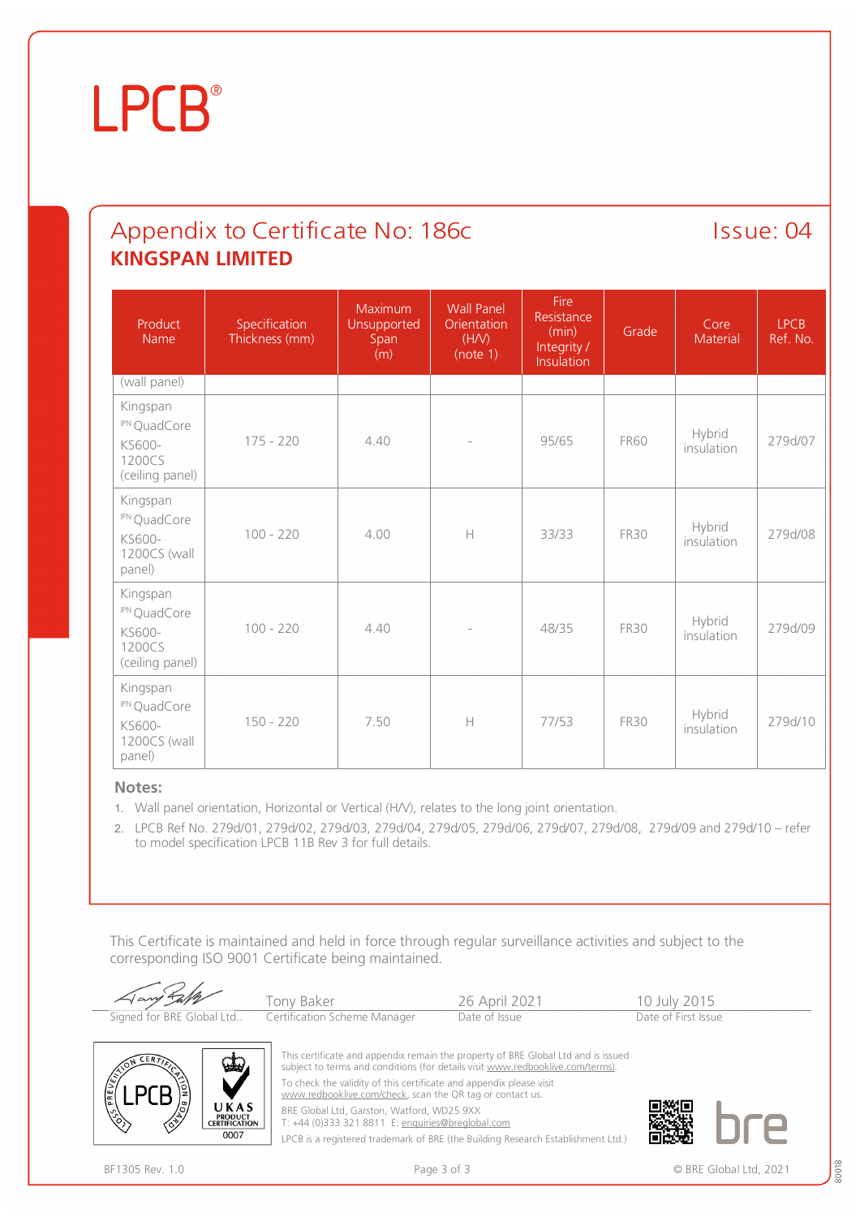LPCB®

## Appendix to Certificate No: 186c

Issue: 04

**KINGSPAN LIMITED**

| Product Name | Specification Thickness (mm) | Maximum Unsupported Span (m) | Wall Panel Orientation (H/V) (note 1) | Fire Resistance (min) Integrity / Insulation | Grade | Core Material | LPCB Ref. No. |
|---|---|---|---|---|---|---|---|
| (wall panel) | | | | | | | |
| Kingspan IPN QuadCore KS600-1200CS (ceiling panel) | 175 - 220 | 4.40 | - | 95/65 | FR60 | Hybrid insulation | 279d/07 |
| Kingspan IPN QuadCore KS600-1200CS (wall panel) | 100 - 220 | 4.00 | H | 33/33 | FR30 | Hybrid insulation | 279d/08 |
| Kingspan IPN QuadCore KS600-1200CS (ceiling panel) | 100 - 220 | 4.40 | - | 48/35 | FR30 | Hybrid insulation | 279d/09 |
| Kingspan IPN QuadCore KS600-1200CS (wall panel) | 150 - 220 | 7.50 | H | 77/53 | FR30 | Hybrid insulation | 279d/10 |

**Notes:**

1. Wall panel orientation, Horizontal or Vertical (H/V), relates to the long joint orientation.
2. LPCB Ref No. 279d/01, 279d/02, 279d/03, 279d/04, 279d/05, 279d/06, 279d/07, 279d/08, 279d/09 and 279d/10 – refer to model specification LPCB 11B Rev 3 for full details.

This Certificate is maintained and held in force through regular surveillance activities and subject to the corresponding ISO 9001 Certificate being maintained.

| Signed for BRE Global Ltd.. | Tony Baker<br>Certification Scheme Manager | 26 April 2021<br>Date of Issue | 10 July 2015<br>Date of First Issue |
|---|---|---|---|

This certificate and appendix remain the property of BRE Global Ltd and is issued subject to terms and conditions (for details visit www.redbooklive.com/terms).

To check the validity of this certificate and appendix please visit www.redbooklive.com/check, scan the QR tag or contact us.

BRE Global Ltd, Garston, Watford, WD25 9XX
T: +44 (0)333 321 8811 E: enquiries@breglobal.com

LPCB is a registered trademark of BRE (the Building Research Establishment Ltd.)

BF1305 Rev. 1.0

© BRE Global Ltd, 2021